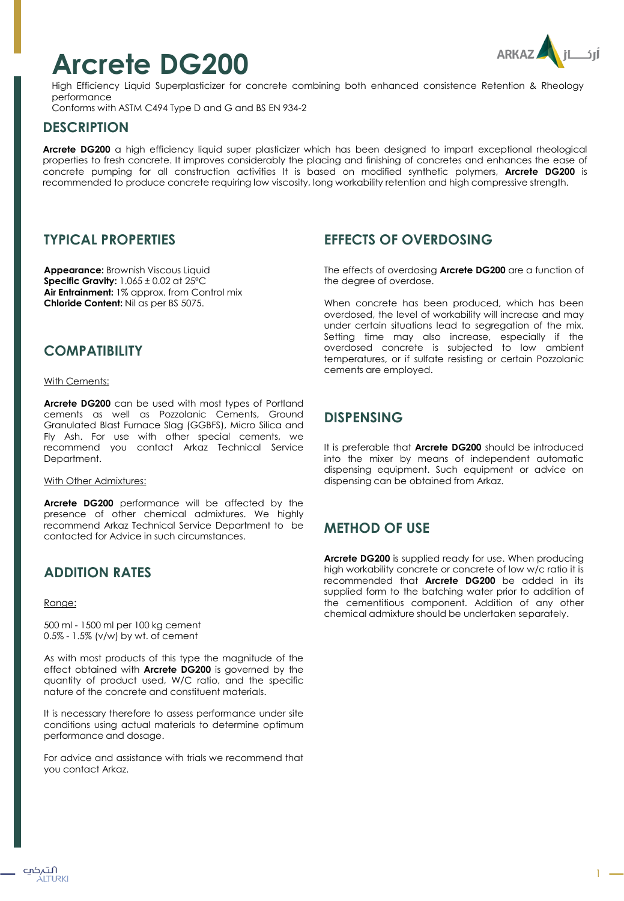# Arcrete DG200

High Efficiency Liquid Superplasticizer for concrete combining both enhanced consistence Retention & Rheology performance

Conforms with ASTM C494 Type D and G and BS EN 934-2

## DESCRIPTION

**Arcrete DG200** a high efficiency liquid super plasticizer which has been designed to impart exceptional rheological properties to fresh concrete. It improves considerably the placing and finishing of concretes and enhances the ease of concrete pumping for all construction activities It is based on modified synthetic polymers, **Arcrete DG200** is recommended to produce concrete requiring low viscosity, long workability retention and high compressive strength.

## TYPICAL PROPERTIES

**Appearance:** Brownish Viscous Liquid
**Specific Gravity:** 1.065 ± 0.02 at 25°C
**Air Entrainment:** 1% approx. from Control mix
**Chloride Content:** Nil as per BS 5075.

## COMPATIBILITY

With Cements:

**Arcrete DG200** can be used with most types of Portland cements as well as Pozzolanic Cements, Ground Granulated Blast Furnace Slag (GGBFS), Micro Silica and Fly Ash. For use with other special cements, we recommend you contact Arkaz Technical Service Department.

With Other Admixtures:

**Arcrete DG200** performance will be affected by the presence of other chemical admixtures. We highly recommend Arkaz Technical Service Department to be contacted for Advice in such circumstances.

## ADDITION RATES

Range:

500 ml - 1500 ml per 100 kg cement
0.5% - 1.5% (v/w) by wt. of cement

As with most products of this type the magnitude of the effect obtained with **Arcrete DG200** is governed by the quantity of product used, W/C ratio, and the specific nature of the concrete and constituent materials.

It is necessary therefore to assess performance under site conditions using actual materials to determine optimum performance and dosage.

For advice and assistance with trials we recommend that you contact Arkaz.

## EFFECTS OF OVERDOSING

The effects of overdosing **Arcrete DG200** are a function of the degree of overdose.

When concrete has been produced, which has been overdosed, the level of workability will increase and may under certain situations lead to segregation of the mix. Setting time may also increase, especially if the overdosed concrete is subjected to low ambient temperatures, or if sulfate resisting or certain Pozzolanic cements are employed.

## DISPENSING

It is preferable that **Arcrete DG200** should be introduced into the mixer by means of independent automatic dispensing equipment. Such equipment or advice on dispensing can be obtained from Arkaz.

## METHOD OF USE

**Arcrete DG200** is supplied ready for use. When producing high workability concrete or concrete of low w/c ratio it is recommended that **Arcrete DG200** be added in its supplied form to the batching water prior to addition of the cementitious component. Addition of any other chemical admixture should be undertaken separately.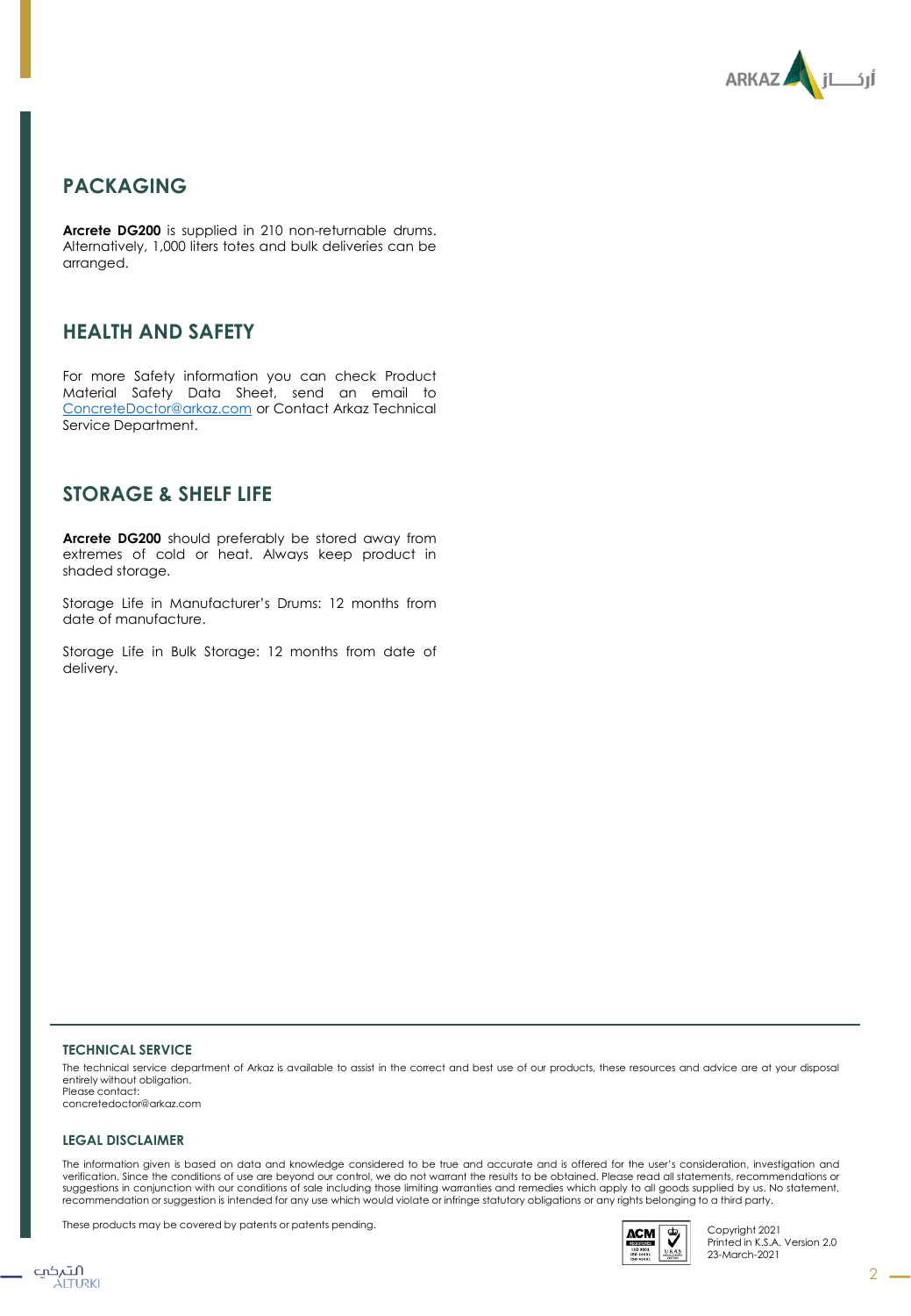## PACKAGING

**Arcrete DG200** is supplied in 210 non-returnable drums. Alternatively, 1,000 liters totes and bulk deliveries can be arranged.

## HEALTH AND SAFETY

For more Safety information you can check Product Material Safety Data Sheet, send an email to ConcreteDoctor@arkaz.com or Contact Arkaz Technical Service Department.

## STORAGE & SHELF LIFE

**Arcrete DG200** should preferably be stored away from extremes of cold or heat. Always keep product in shaded storage.

Storage Life in Manufacturer's Drums: 12 months from date of manufacture.

Storage Life in Bulk Storage: 12 months from date of delivery.

### TECHNICAL SERVICE

The technical service department of Arkaz is available to assist in the correct and best use of our products, these resources and advice are at your disposal entirely without obligation.
Please contact:
concretedoctor@arkaz.com

### LEGAL DISCLAIMER

The information given is based on data and knowledge considered to be true and accurate and is offered for the user's consideration, investigation and verification. Since the conditions of use are beyond our control, we do not warrant the results to be obtained. Please read all statements, recommendations or suggestions in conjunction with our conditions of sale including those limiting warranties and remedies which apply to all goods supplied by us. No statement, recommendation or suggestion is intended for any use which would violate or infringe statutory obligations or any rights belonging to a third party.

These products may be covered by patents or patents pending.

Copyright 2021
Printed in K.S.A. Version 2.0
23-March-2021